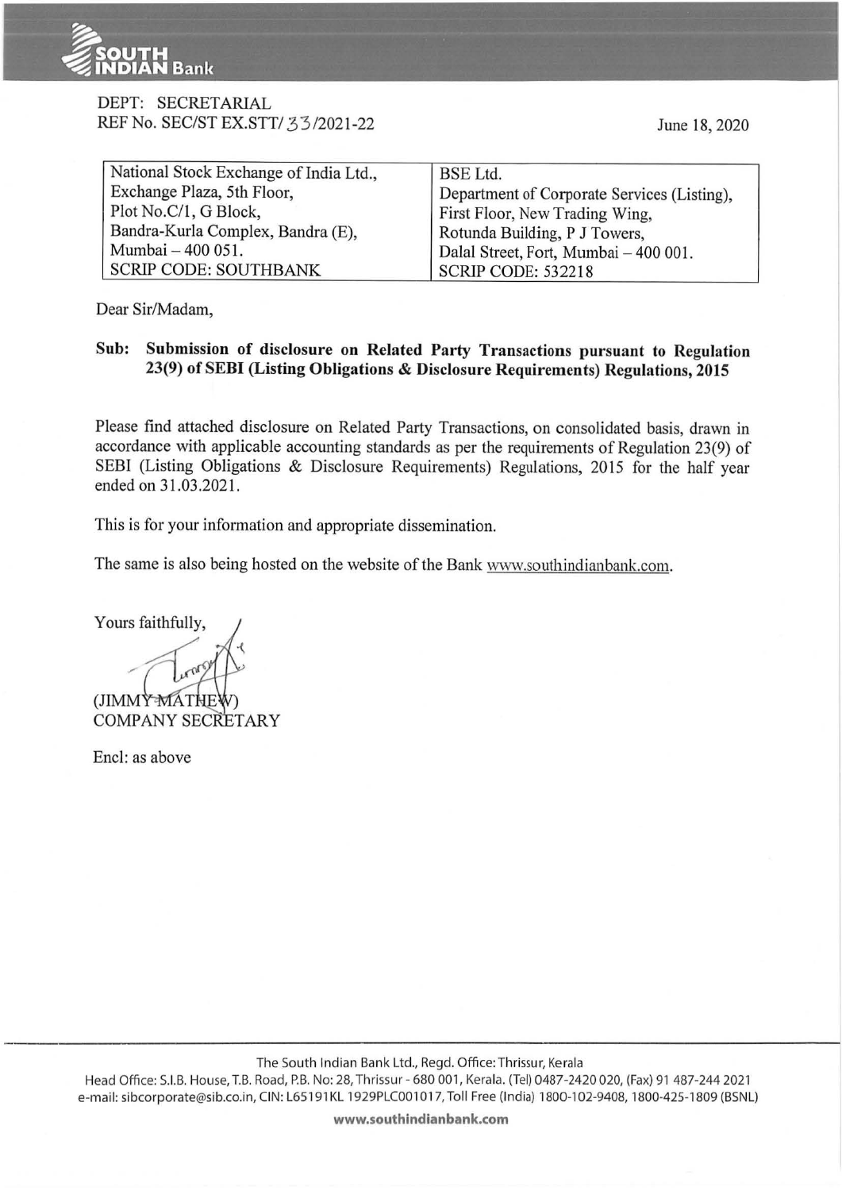DEPT: SECRETARIAL
REF No. SEC/ST EX.STT/ 33 /2021-22

June 18, 2020

| National Stock Exchange of India Ltd., Exchange Plaza, 5th Floor, Plot No.C/1, G Block, Bandra-Kurla Complex, Bandra (E), Mumbai – 400 051. SCRIP CODE: SOUTHBANK | BSE Ltd. Department of Corporate Services (Listing), First Floor, New Trading Wing, Rotunda Building, P J Towers, Dalal Street, Fort, Mumbai – 400 001. SCRIP CODE: 532218 |
|---|---|

Dear Sir/Madam,

**Sub: Submission of disclosure on Related Party Transactions pursuant to Regulation 23(9) of SEBI (Listing Obligations & Disclosure Requirements) Regulations, 2015**

Please find attached disclosure on Related Party Transactions, on consolidated basis, drawn in accordance with applicable accounting standards as per the requirements of Regulation 23(9) of SEBI (Listing Obligations & Disclosure Requirements) Regulations, 2015 for the half year ended on 31.03.2021.

This is for your information and appropriate dissemination.

The same is also being hosted on the website of the Bank www.southindianbank.com.

Yours faithfully,

(JIMMY MATHEW)
COMPANY SECRETARY

Encl: as above

The South Indian Bank Ltd., Regd. Office: Thrissur, Kerala
Head Office: S.I.B. House, T.B. Road, P.B. No: 28, Thrissur - 680 001, Kerala. (Tel) 0487-2420 020, (Fax) 91 487-244 2021
e-mail: sibcorporate@sib.co.in, CIN: L65191KL1929PLC001017, Toll Free (India) 1800-102-9408, 1800-425-1809 (BSNL)
www.southindianbank.com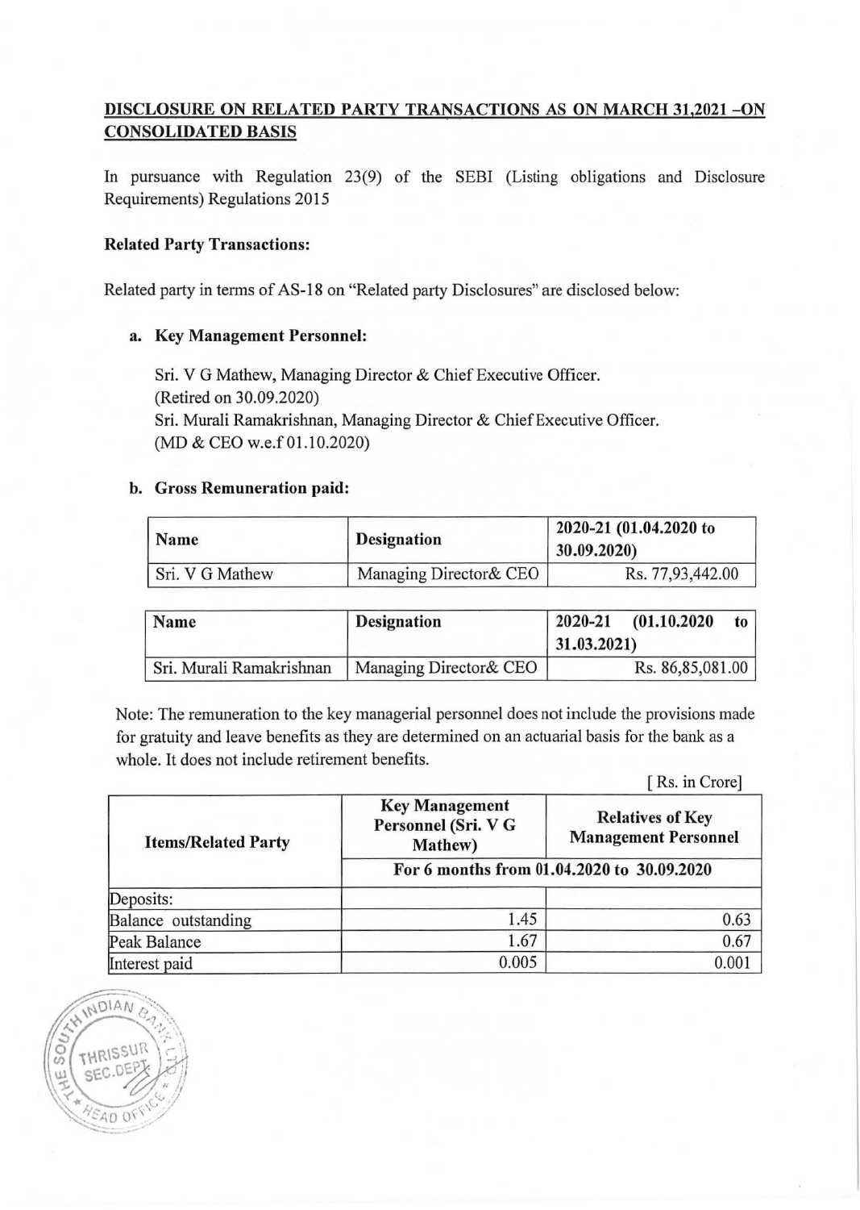## DISCLOSURE ON RELATED PARTY TRANSACTIONS AS ON MARCH 31,2021 –ON CONSOLIDATED BASIS

In pursuance with Regulation 23(9) of the SEBI (Listing obligations and Disclosure Requirements) Regulations 2015

**Related Party Transactions:**

Related party in terms of AS-18 on "Related party Disclosures" are disclosed below:

**a. Key Management Personnel:**

Sri. V G Mathew, Managing Director & Chief Executive Officer.
(Retired on 30.09.2020)
Sri. Murali Ramakrishnan, Managing Director & Chief Executive Officer.
(MD & CEO w.e.f 01.10.2020)

**b. Gross Remuneration paid:**

| Name | Designation | 2020-21 (01.04.2020 to 30.09.2020) |
|---|---|---|
| Sri. V G Mathew | Managing Director& CEO | Rs. 77,93,442.00 |

| Name | Designation | 2020-21 (01.10.2020 to 31.03.2021) |
|---|---|---|
| Sri. Murali Ramakrishnan | Managing Director& CEO | Rs. 86,85,081.00 |

Note: The remuneration to the key managerial personnel does not include the provisions made for gratuity and leave benefits as they are determined on an actuarial basis for the bank as a whole. It does not include retirement benefits.

[ Rs. in Crore]

| Items/Related Party | Key Management Personnel (Sri. V G Mathew) | Relatives of Key Management Personnel |
|---|---|---|
| | For 6 months from 01.04.2020 to 30.09.2020 | |
| Deposits: | | |
| Balance outstanding | 1.45 | 0.63 |
| Peak Balance | 1.67 | 0.67 |
| Interest paid | 0.005 | 0.001 |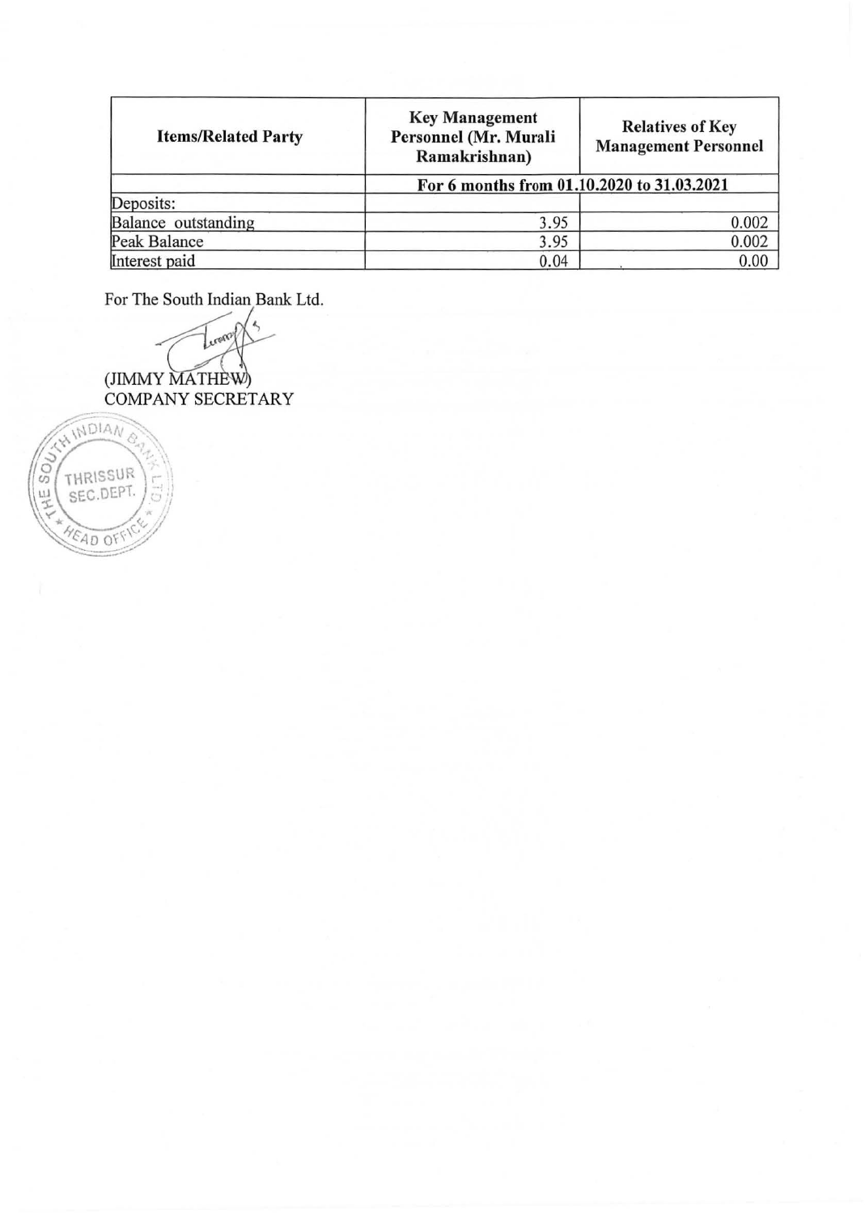| Items/Related Party | Key Management Personnel (Mr. Murali Ramakrishnan) | Relatives of Key Management Personnel |
|---|---|---|
| | For 6 months from 01.10.2020 to 31.03.2021 | |
| Deposits: | | |
| Balance outstanding | 3.95 | 0.002 |
| Peak Balance | 3.95 | 0.002 |
| Interest paid | 0.04 | 0.00 |

For The South Indian Bank Ltd.

(JIMMY MATHEW)
COMPANY SECRETARY

THE SOUTH INDIAN BANK LTD. THRISSUR SEC.DEPT. HEAD OFFICE